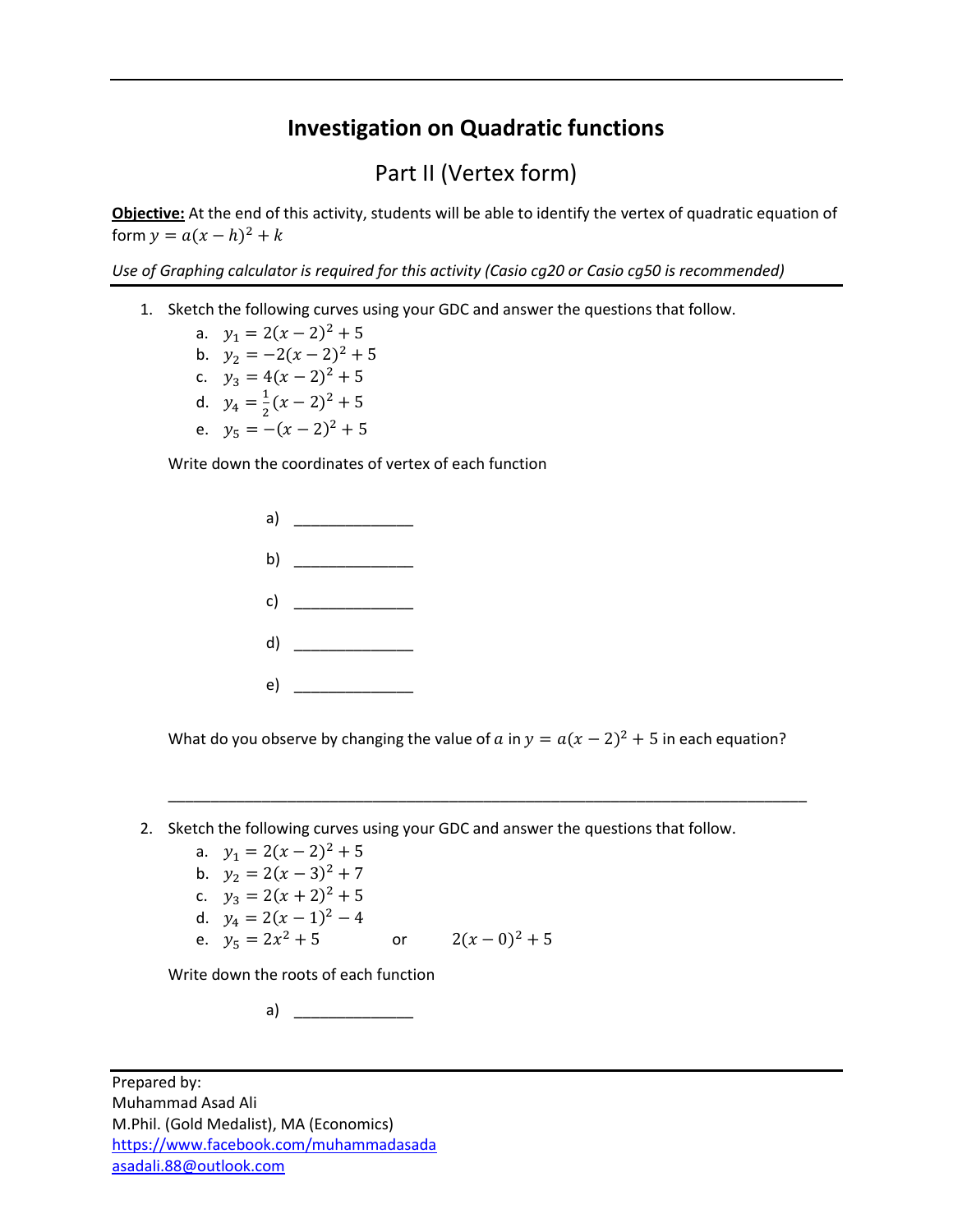# Investigation on Quadratic functions

## Part II (Vertex form)

**Objective:** At the end of this activity, students will be able to identify the vertex of quadratic equation of form $y = a(x - h)^2 + k$

*Use of Graphing calculator is required for this activity (Casio cg20 or Casio cg50 is recommended)*

1. Sketch the following curves using your GDC and answer the questions that follow.
   a. $y_1 = 2(x-2)^2 + 5$
   b. $y_2 = -2(x-2)^2 + 5$
   c. $y_3 = 4(x-2)^2 + 5$
   d. $y_4 = \frac{1}{2}(x-2)^2 + 5$
   e. $y_5 = -(x-2)^2 + 5$

   Write down the coordinates of vertex of each function

   a) ______________

   b) ______________

   c) ______________

   d) ______________

   e) ______________

   What do you observe by changing the value of $a$ in $y = a(x-2)^2 + 5$ in each equation?

   ______________________________________________________________________________

2. Sketch the following curves using your GDC and answer the questions that follow.
   a. $y_1 = 2(x-2)^2 + 5$
   b. $y_2 = 2(x-3)^2 + 7$
   c. $y_3 = 2(x+2)^2 + 5$
   d. $y_4 = 2(x-1)^2 - 4$
   e. $y_5 = 2x^2 + 5$ or $2(x-0)^2 + 5$

   Write down the roots of each function

   a) ______________

Prepared by:
Muhammad Asad Ali
M.Phil. (Gold Medalist), MA (Economics)
https://www.facebook.com/muhammadasada
asadali.88@outlook.com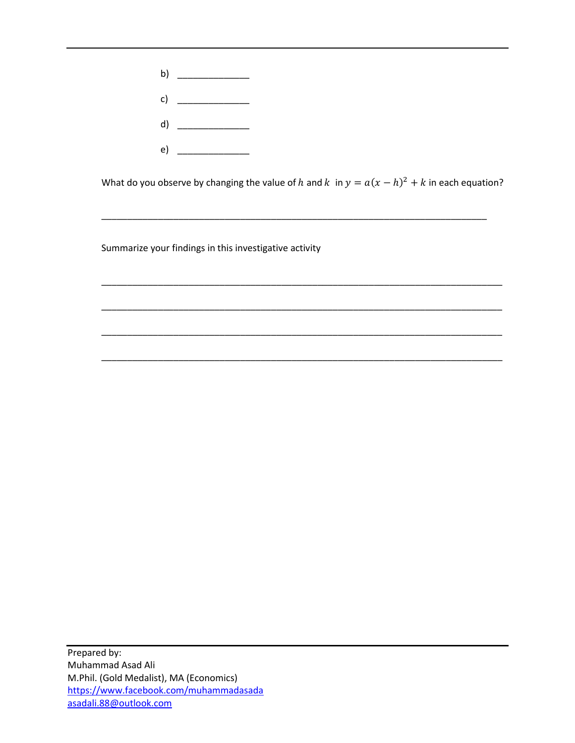b) ______________

c) ______________

d) ______________

e) ______________

What do you observe by changing the value of $h$ and $k$ in $y = a(x - h)^2 + k$ in each equation?

_______________________________________________________________________________

Summarize your findings in this investigative activity

_______________________________________________________________________________

_______________________________________________________________________________

_______________________________________________________________________________

_______________________________________________________________________________

Prepared by:
Muhammad Asad Ali
M.Phil. (Gold Medalist), MA (Economics)
https://www.facebook.com/muhammadasada
asadali.88@outlook.com